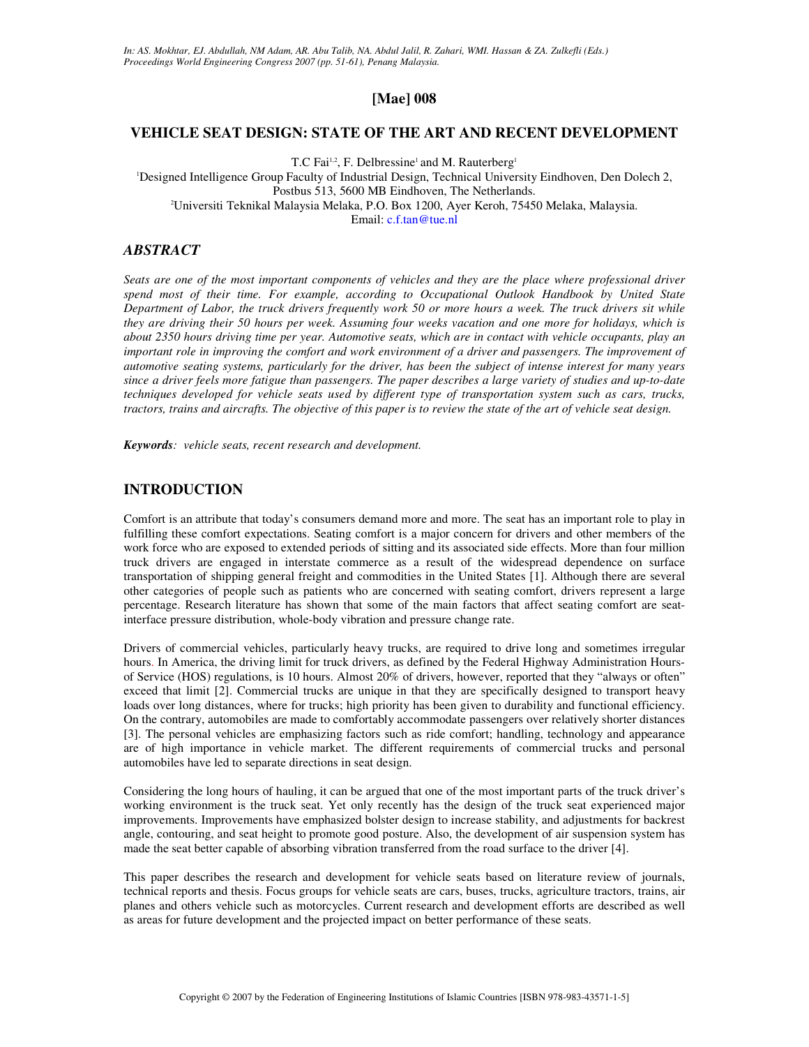# [Mae] 008

## VEHICLE SEAT DESIGN: STATE OF THE ART AND RECENT DEVELOPMENT

T.C Fai[1,2], F. Delbressine[1] and M. Rauterberg[1]

[1]Designed Intelligence Group Faculty of Industrial Design, Technical University Eindhoven, Den Dolech 2, Postbus 513, 5600 MB Eindhoven, The Netherlands.
[2]Universiti Teknikal Malaysia Melaka, P.O. Box 1200, Ayer Keroh, 75450 Melaka, Malaysia.
Email: c.f.tan@tue.nl

## *ABSTRACT*

*Seats are one of the most important components of vehicles and they are the place where professional driver spend most of their time. For example, according to Occupational Outlook Handbook by United State Department of Labor, the truck drivers frequently work 50 or more hours a week. The truck drivers sit while they are driving their 50 hours per week. Assuming four weeks vacation and one more for holidays, which is about 2350 hours driving time per year. Automotive seats, which are in contact with vehicle occupants, play an important role in improving the comfort and work environment of a driver and passengers. The improvement of automotive seating systems, particularly for the driver, has been the subject of intense interest for many years since a driver feels more fatigue than passengers. The paper describes a large variety of studies and up-to-date techniques developed for vehicle seats used by different type of transportation system such as cars, trucks, tractors, trains and aircrafts. The objective of this paper is to review the state of the art of vehicle seat design.*

***Keywords**: vehicle seats, recent research and development.*

## INTRODUCTION

Comfort is an attribute that today's consumers demand more and more. The seat has an important role to play in fulfilling these comfort expectations. Seating comfort is a major concern for drivers and other members of the work force who are exposed to extended periods of sitting and its associated side effects. More than four million truck drivers are engaged in interstate commerce as a result of the widespread dependence on surface transportation of shipping general freight and commodities in the United States [1]. Although there are several other categories of people such as patients who are concerned with seating comfort, drivers represent a large percentage. Research literature has shown that some of the main factors that affect seating comfort are seat-interface pressure distribution, whole-body vibration and pressure change rate.

Drivers of commercial vehicles, particularly heavy trucks, are required to drive long and sometimes irregular hours. In America, the driving limit for truck drivers, as defined by the Federal Highway Administration Hours-of Service (HOS) regulations, is 10 hours. Almost 20% of drivers, however, reported that they "always or often" exceed that limit [2]. Commercial trucks are unique in that they are specifically designed to transport heavy loads over long distances, where for trucks; high priority has been given to durability and functional efficiency. On the contrary, automobiles are made to comfortably accommodate passengers over relatively shorter distances [3]. The personal vehicles are emphasizing factors such as ride comfort; handling, technology and appearance are of high importance in vehicle market. The different requirements of commercial trucks and personal automobiles have led to separate directions in seat design.

Considering the long hours of hauling, it can be argued that one of the most important parts of the truck driver's working environment is the truck seat. Yet only recently has the design of the truck seat experienced major improvements. Improvements have emphasized bolster design to increase stability, and adjustments for backrest angle, contouring, and seat height to promote good posture. Also, the development of air suspension system has made the seat better capable of absorbing vibration transferred from the road surface to the driver [4].

This paper describes the research and development for vehicle seats based on literature review of journals, technical reports and thesis. Focus groups for vehicle seats are cars, buses, trucks, agriculture tractors, trains, air planes and others vehicle such as motorcycles. Current research and development efforts are described as well as areas for future development and the projected impact on better performance of these seats.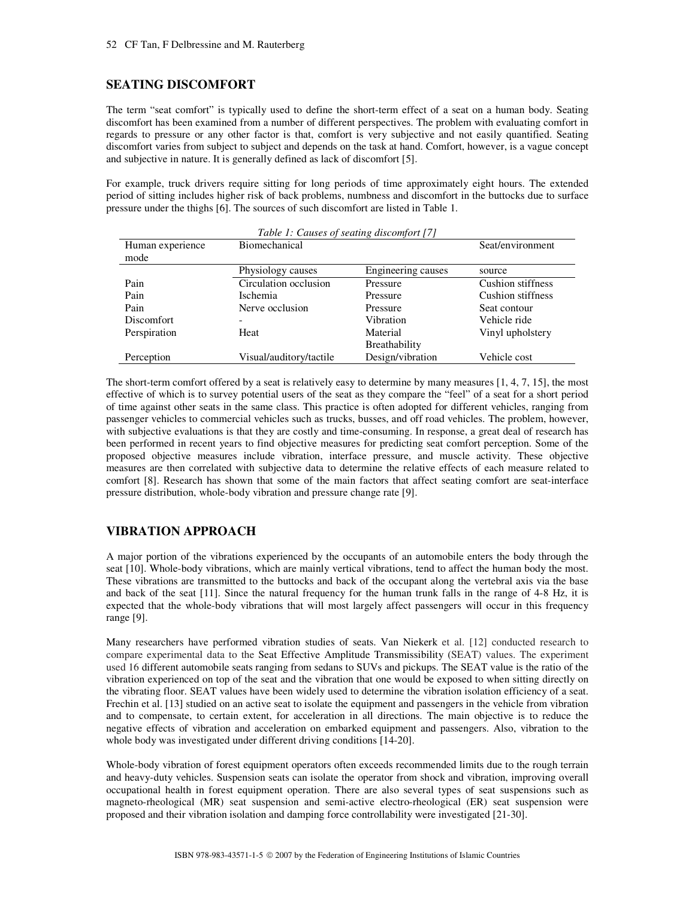## SEATING DISCOMFORT

The term "seat comfort" is typically used to define the short-term effect of a seat on a human body. Seating discomfort has been examined from a number of different perspectives. The problem with evaluating comfort in regards to pressure or any other factor is that, comfort is very subjective and not easily quantified. Seating discomfort varies from subject to subject and depends on the task at hand. Comfort, however, is a vague concept and subjective in nature. It is generally defined as lack of discomfort [5].

For example, truck drivers require sitting for long periods of time approximately eight hours. The extended period of sitting includes higher risk of back problems, numbness and discomfort in the buttocks due to surface pressure under the thighs [6]. The sources of such discomfort are listed in Table 1.

*Table 1: Causes of seating discomfort [7]*

| Human experience mode | Biomechanical | | Seat/environment |
|---|---|---|---|
| | Physiology causes | Engineering causes | source |
| Pain | Circulation occlusion | Pressure | Cushion stiffness |
| Pain | Ischemia | Pressure | Cushion stiffness |
| Pain | Nerve occlusion | Pressure | Seat contour |
| Discomfort | - | Vibration | Vehicle ride |
| Perspiration | Heat | Material Breathability | Vinyl upholstery |
| Perception | Visual/auditory/tactile | Design/vibration | Vehicle cost |

The short-term comfort offered by a seat is relatively easy to determine by many measures [1, 4, 7, 15], the most effective of which is to survey potential users of the seat as they compare the "feel" of a seat for a short period of time against other seats in the same class. This practice is often adopted for different vehicles, ranging from passenger vehicles to commercial vehicles such as trucks, busses, and off road vehicles. The problem, however, with subjective evaluations is that they are costly and time-consuming. In response, a great deal of research has been performed in recent years to find objective measures for predicting seat comfort perception. Some of the proposed objective measures include vibration, interface pressure, and muscle activity. These objective measures are then correlated with subjective data to determine the relative effects of each measure related to comfort [8]. Research has shown that some of the main factors that affect seating comfort are seat-interface pressure distribution, whole-body vibration and pressure change rate [9].

## VIBRATION APPROACH

A major portion of the vibrations experienced by the occupants of an automobile enters the body through the seat [10]. Whole-body vibrations, which are mainly vertical vibrations, tend to affect the human body the most. These vibrations are transmitted to the buttocks and back of the occupant along the vertebral axis via the base and back of the seat [11]. Since the natural frequency for the human trunk falls in the range of 4-8 Hz, it is expected that the whole-body vibrations that will most largely affect passengers will occur in this frequency range [9].

Many researchers have performed vibration studies of seats. Van Niekerk et al. [12] conducted research to compare experimental data to the Seat Effective Amplitude Transmissibility (SEAT) values. The experiment used 16 different automobile seats ranging from sedans to SUVs and pickups. The SEAT value is the ratio of the vibration experienced on top of the seat and the vibration that one would be exposed to when sitting directly on the vibrating floor. SEAT values have been widely used to determine the vibration isolation efficiency of a seat. Frechin et al. [13] studied on an active seat to isolate the equipment and passengers in the vehicle from vibration and to compensate, to certain extent, for acceleration in all directions. The main objective is to reduce the negative effects of vibration and acceleration on embarked equipment and passengers. Also, vibration to the whole body was investigated under different driving conditions [14-20].

Whole-body vibration of forest equipment operators often exceeds recommended limits due to the rough terrain and heavy-duty vehicles. Suspension seats can isolate the operator from shock and vibration, improving overall occupational health in forest equipment operation. There are also several types of seat suspensions such as magneto-rheological (MR) seat suspension and semi-active electro-rheological (ER) seat suspension were proposed and their vibration isolation and damping force controllability were investigated [21-30].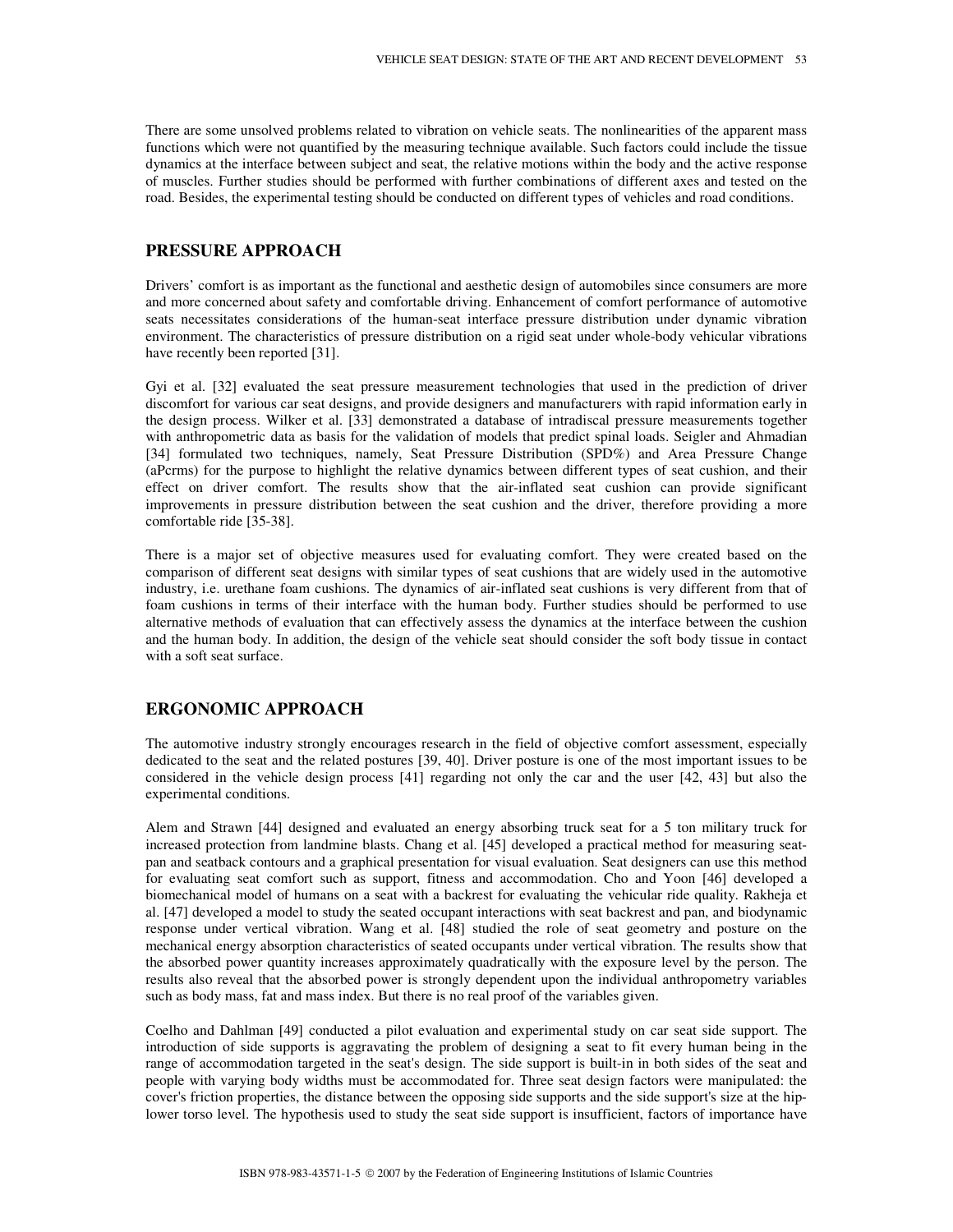There are some unsolved problems related to vibration on vehicle seats. The nonlinearities of the apparent mass functions which were not quantified by the measuring technique available. Such factors could include the tissue dynamics at the interface between subject and seat, the relative motions within the body and the active response of muscles. Further studies should be performed with further combinations of different axes and tested on the road. Besides, the experimental testing should be conducted on different types of vehicles and road conditions.

## PRESSURE APPROACH

Drivers' comfort is as important as the functional and aesthetic design of automobiles since consumers are more and more concerned about safety and comfortable driving. Enhancement of comfort performance of automotive seats necessitates considerations of the human-seat interface pressure distribution under dynamic vibration environment. The characteristics of pressure distribution on a rigid seat under whole-body vehicular vibrations have recently been reported [31].

Gyi et al. [32] evaluated the seat pressure measurement technologies that used in the prediction of driver discomfort for various car seat designs, and provide designers and manufacturers with rapid information early in the design process. Wilker et al. [33] demonstrated a database of intradiscal pressure measurements together with anthropometric data as basis for the validation of models that predict spinal loads. Seigler and Ahmadian [34] formulated two techniques, namely, Seat Pressure Distribution (SPD%) and Area Pressure Change (aPcrms) for the purpose to highlight the relative dynamics between different types of seat cushion, and their effect on driver comfort. The results show that the air-inflated seat cushion can provide significant improvements in pressure distribution between the seat cushion and the driver, therefore providing a more comfortable ride [35-38].

There is a major set of objective measures used for evaluating comfort. They were created based on the comparison of different seat designs with similar types of seat cushions that are widely used in the automotive industry, i.e. urethane foam cushions. The dynamics of air-inflated seat cushions is very different from that of foam cushions in terms of their interface with the human body. Further studies should be performed to use alternative methods of evaluation that can effectively assess the dynamics at the interface between the cushion and the human body. In addition, the design of the vehicle seat should consider the soft body tissue in contact with a soft seat surface.

## ERGONOMIC APPROACH

The automotive industry strongly encourages research in the field of objective comfort assessment, especially dedicated to the seat and the related postures [39, 40]. Driver posture is one of the most important issues to be considered in the vehicle design process [41] regarding not only the car and the user [42, 43] but also the experimental conditions.

Alem and Strawn [44] designed and evaluated an energy absorbing truck seat for a 5 ton military truck for increased protection from landmine blasts. Chang et al. [45] developed a practical method for measuring seat-pan and seatback contours and a graphical presentation for visual evaluation. Seat designers can use this method for evaluating seat comfort such as support, fitness and accommodation. Cho and Yoon [46] developed a biomechanical model of humans on a seat with a backrest for evaluating the vehicular ride quality. Rakheja et al. [47] developed a model to study the seated occupant interactions with seat backrest and pan, and biodynamic response under vertical vibration. Wang et al. [48] studied the role of seat geometry and posture on the mechanical energy absorption characteristics of seated occupants under vertical vibration. The results show that the absorbed power quantity increases approximately quadratically with the exposure level by the person. The results also reveal that the absorbed power is strongly dependent upon the individual anthropometry variables such as body mass, fat and mass index. But there is no real proof of the variables given.

Coelho and Dahlman [49] conducted a pilot evaluation and experimental study on car seat side support. The introduction of side supports is aggravating the problem of designing a seat to fit every human being in the range of accommodation targeted in the seat's design. The side support is built-in in both sides of the seat and people with varying body widths must be accommodated for. Three seat design factors were manipulated: the cover's friction properties, the distance between the opposing side supports and the side support's size at the hip-lower torso level. The hypothesis used to study the seat side support is insufficient, factors of importance have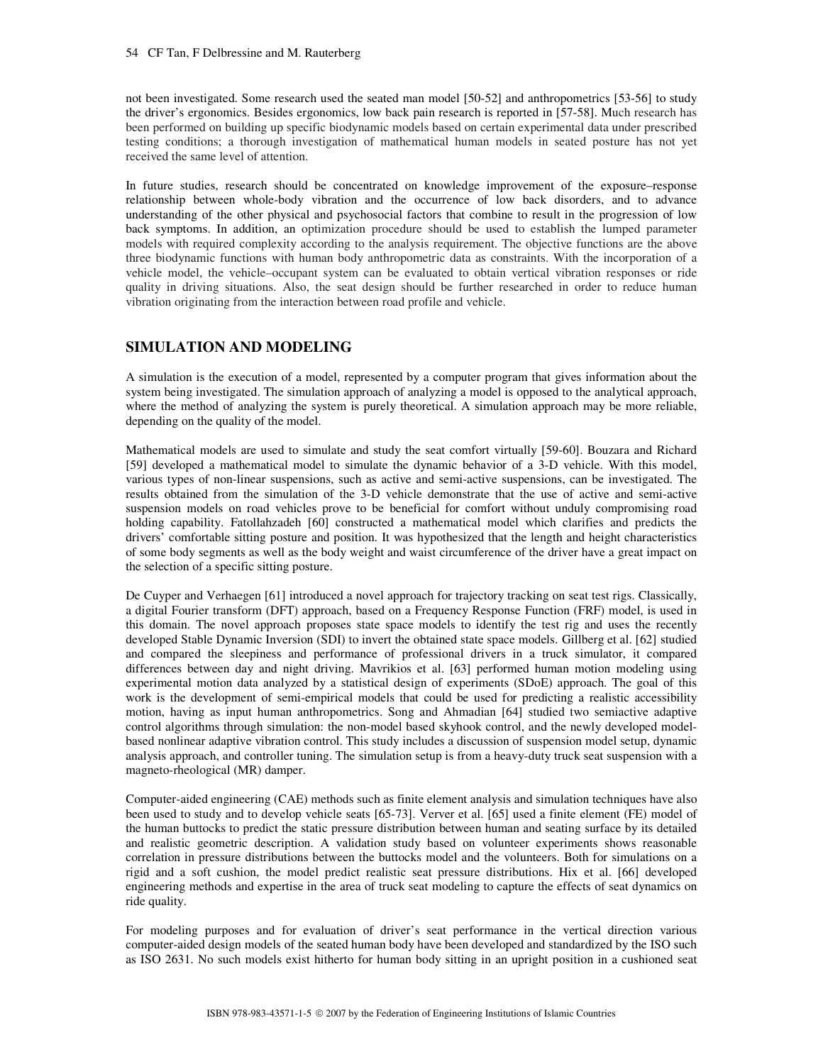not been investigated. Some research used the seated man model [50-52] and anthropometrics [53-56] to study the driver's ergonomics. Besides ergonomics, low back pain research is reported in [57-58]. Much research has been performed on building up specific biodynamic models based on certain experimental data under prescribed testing conditions; a thorough investigation of mathematical human models in seated posture has not yet received the same level of attention.

In future studies, research should be concentrated on knowledge improvement of the exposure–response relationship between whole-body vibration and the occurrence of low back disorders, and to advance understanding of the other physical and psychosocial factors that combine to result in the progression of low back symptoms. In addition, an optimization procedure should be used to establish the lumped parameter models with required complexity according to the analysis requirement. The objective functions are the above three biodynamic functions with human body anthropometric data as constraints. With the incorporation of a vehicle model, the vehicle–occupant system can be evaluated to obtain vertical vibration responses or ride quality in driving situations. Also, the seat design should be further researched in order to reduce human vibration originating from the interaction between road profile and vehicle.

## SIMULATION AND MODELING

A simulation is the execution of a model, represented by a computer program that gives information about the system being investigated. The simulation approach of analyzing a model is opposed to the analytical approach, where the method of analyzing the system is purely theoretical. A simulation approach may be more reliable, depending on the quality of the model.

Mathematical models are used to simulate and study the seat comfort virtually [59-60]. Bouzara and Richard [59] developed a mathematical model to simulate the dynamic behavior of a 3-D vehicle. With this model, various types of non-linear suspensions, such as active and semi-active suspensions, can be investigated. The results obtained from the simulation of the 3-D vehicle demonstrate that the use of active and semi-active suspension models on road vehicles prove to be beneficial for comfort without unduly compromising road holding capability. Fatollahzadeh [60] constructed a mathematical model which clarifies and predicts the drivers' comfortable sitting posture and position. It was hypothesized that the length and height characteristics of some body segments as well as the body weight and waist circumference of the driver have a great impact on the selection of a specific sitting posture.

De Cuyper and Verhaegen [61] introduced a novel approach for trajectory tracking on seat test rigs. Classically, a digital Fourier transform (DFT) approach, based on a Frequency Response Function (FRF) model, is used in this domain. The novel approach proposes state space models to identify the test rig and uses the recently developed Stable Dynamic Inversion (SDI) to invert the obtained state space models. Gillberg et al. [62] studied and compared the sleepiness and performance of professional drivers in a truck simulator, it compared differences between day and night driving. Mavrikios et al. [63] performed human motion modeling using experimental motion data analyzed by a statistical design of experiments (SDoE) approach. The goal of this work is the development of semi-empirical models that could be used for predicting a realistic accessibility motion, having as input human anthropometrics. Song and Ahmadian [64] studied two semiactive adaptive control algorithms through simulation: the non-model based skyhook control, and the newly developed model-based nonlinear adaptive vibration control. This study includes a discussion of suspension model setup, dynamic analysis approach, and controller tuning. The simulation setup is from a heavy-duty truck seat suspension with a magneto-rheological (MR) damper.

Computer-aided engineering (CAE) methods such as finite element analysis and simulation techniques have also been used to study and to develop vehicle seats [65-73]. Verver et al. [65] used a finite element (FE) model of the human buttocks to predict the static pressure distribution between human and seating surface by its detailed and realistic geometric description. A validation study based on volunteer experiments shows reasonable correlation in pressure distributions between the buttocks model and the volunteers. Both for simulations on a rigid and a soft cushion, the model predict realistic seat pressure distributions. Hix et al. [66] developed engineering methods and expertise in the area of truck seat modeling to capture the effects of seat dynamics on ride quality.

For modeling purposes and for evaluation of driver's seat performance in the vertical direction various computer-aided design models of the seated human body have been developed and standardized by the ISO such as ISO 2631. No such models exist hitherto for human body sitting in an upright position in a cushioned seat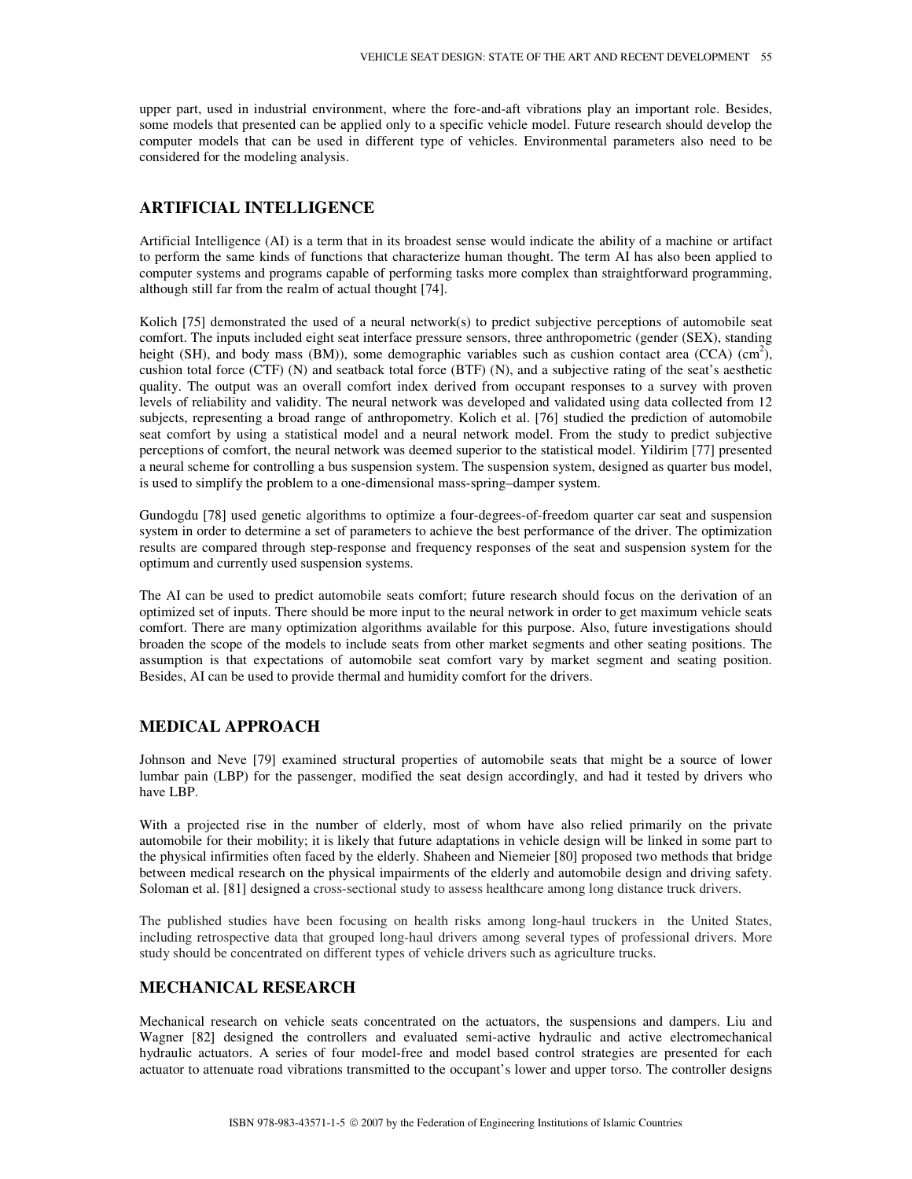upper part, used in industrial environment, where the fore-and-aft vibrations play an important role. Besides, some models that presented can be applied only to a specific vehicle model. Future research should develop the computer models that can be used in different type of vehicles. Environmental parameters also need to be considered for the modeling analysis.

## ARTIFICIAL INTELLIGENCE

Artificial Intelligence (AI) is a term that in its broadest sense would indicate the ability of a machine or artifact to perform the same kinds of functions that characterize human thought. The term AI has also been applied to computer systems and programs capable of performing tasks more complex than straightforward programming, although still far from the realm of actual thought [74].

Kolich [75] demonstrated the used of a neural network(s) to predict subjective perceptions of automobile seat comfort. The inputs included eight seat interface pressure sensors, three anthropometric (gender (SEX), standing height (SH), and body mass (BM)), some demographic variables such as cushion contact area (CCA) ($cm^2$), cushion total force (CTF) (N) and seatback total force (BTF) (N), and a subjective rating of the seat's aesthetic quality. The output was an overall comfort index derived from occupant responses to a survey with proven levels of reliability and validity. The neural network was developed and validated using data collected from 12 subjects, representing a broad range of anthropometry. Kolich et al. [76] studied the prediction of automobile seat comfort by using a statistical model and a neural network model. From the study to predict subjective perceptions of comfort, the neural network was deemed superior to the statistical model. Yildirim [77] presented a neural scheme for controlling a bus suspension system. The suspension system, designed as quarter bus model, is used to simplify the problem to a one-dimensional mass-spring–damper system.

Gundogdu [78] used genetic algorithms to optimize a four-degrees-of-freedom quarter car seat and suspension system in order to determine a set of parameters to achieve the best performance of the driver. The optimization results are compared through step-response and frequency responses of the seat and suspension system for the optimum and currently used suspension systems.

The AI can be used to predict automobile seats comfort; future research should focus on the derivation of an optimized set of inputs. There should be more input to the neural network in order to get maximum vehicle seats comfort. There are many optimization algorithms available for this purpose. Also, future investigations should broaden the scope of the models to include seats from other market segments and other seating positions. The assumption is that expectations of automobile seat comfort vary by market segment and seating position. Besides, AI can be used to provide thermal and humidity comfort for the drivers.

## MEDICAL APPROACH

Johnson and Neve [79] examined structural properties of automobile seats that might be a source of lower lumbar pain (LBP) for the passenger, modified the seat design accordingly, and had it tested by drivers who have LBP.

With a projected rise in the number of elderly, most of whom have also relied primarily on the private automobile for their mobility; it is likely that future adaptations in vehicle design will be linked in some part to the physical infirmities often faced by the elderly. Shaheen and Niemeier [80] proposed two methods that bridge between medical research on the physical impairments of the elderly and automobile design and driving safety. Soloman et al. [81] designed a cross-sectional study to assess healthcare among long distance truck drivers.

The published studies have been focusing on health risks among long-haul truckers in the United States, including retrospective data that grouped long-haul drivers among several types of professional drivers. More study should be concentrated on different types of vehicle drivers such as agriculture trucks.

## MECHANICAL RESEARCH

Mechanical research on vehicle seats concentrated on the actuators, the suspensions and dampers. Liu and Wagner [82] designed the controllers and evaluated semi-active hydraulic and active electromechanical hydraulic actuators. A series of four model-free and model based control strategies are presented for each actuator to attenuate road vibrations transmitted to the occupant's lower and upper torso. The controller designs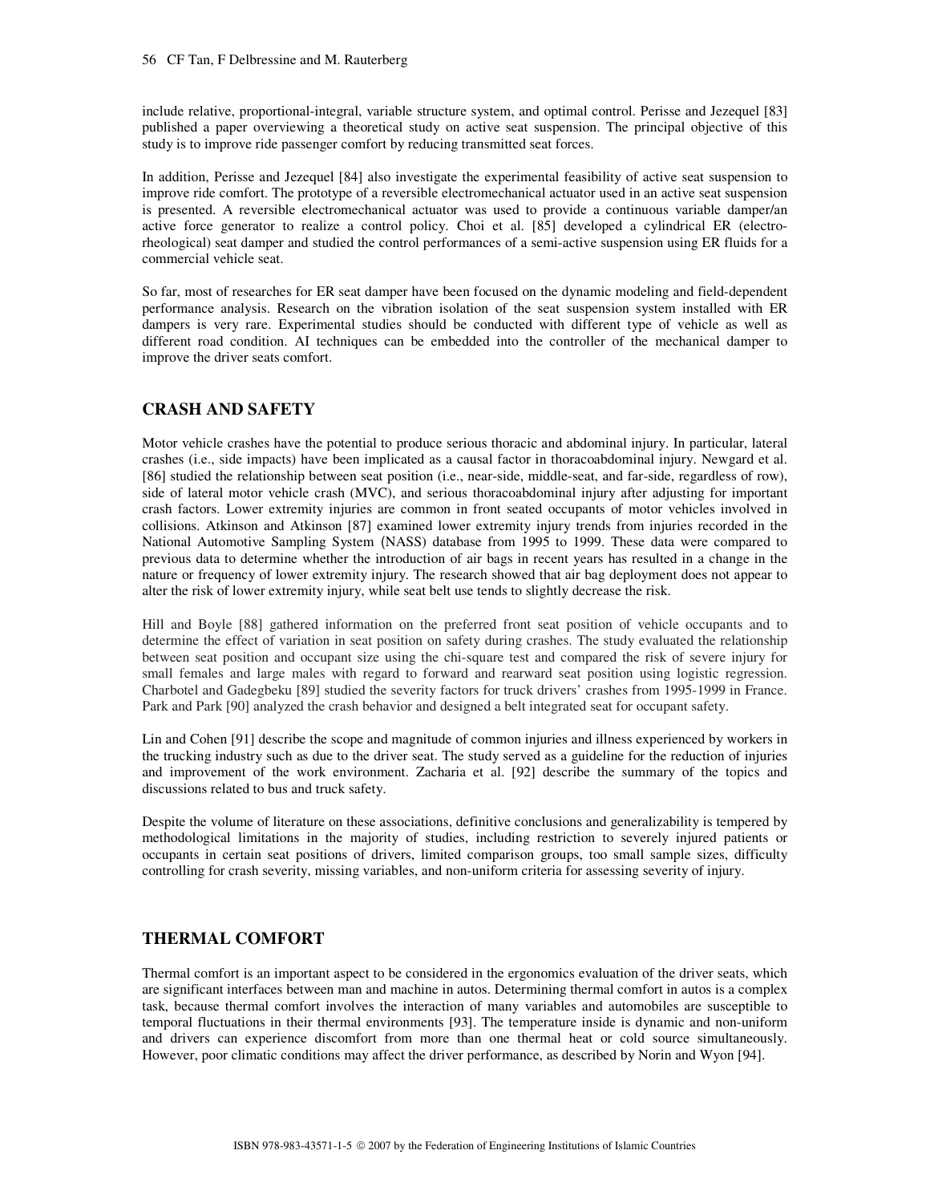include relative, proportional-integral, variable structure system, and optimal control. Perisse and Jezequel [83] published a paper overviewing a theoretical study on active seat suspension. The principal objective of this study is to improve ride passenger comfort by reducing transmitted seat forces.

In addition, Perisse and Jezequel [84] also investigate the experimental feasibility of active seat suspension to improve ride comfort. The prototype of a reversible electromechanical actuator used in an active seat suspension is presented. A reversible electromechanical actuator was used to provide a continuous variable damper/an active force generator to realize a control policy. Choi et al. [85] developed a cylindrical ER (electro-rheological) seat damper and studied the control performances of a semi-active suspension using ER fluids for a commercial vehicle seat.

So far, most of researches for ER seat damper have been focused on the dynamic modeling and field-dependent performance analysis. Research on the vibration isolation of the seat suspension system installed with ER dampers is very rare. Experimental studies should be conducted with different type of vehicle as well as different road condition. AI techniques can be embedded into the controller of the mechanical damper to improve the driver seats comfort.

## CRASH AND SAFETY

Motor vehicle crashes have the potential to produce serious thoracic and abdominal injury. In particular, lateral crashes (i.e., side impacts) have been implicated as a causal factor in thoracoabdominal injury. Newgard et al. [86] studied the relationship between seat position (i.e., near-side, middle-seat, and far-side, regardless of row), side of lateral motor vehicle crash (MVC), and serious thoracoabdominal injury after adjusting for important crash factors. Lower extremity injuries are common in front seated occupants of motor vehicles involved in collisions. Atkinson and Atkinson [87] examined lower extremity injury trends from injuries recorded in the National Automotive Sampling System (NASS) database from 1995 to 1999. These data were compared to previous data to determine whether the introduction of air bags in recent years has resulted in a change in the nature or frequency of lower extremity injury. The research showed that air bag deployment does not appear to alter the risk of lower extremity injury, while seat belt use tends to slightly decrease the risk.

Hill and Boyle [88] gathered information on the preferred front seat position of vehicle occupants and to determine the effect of variation in seat position on safety during crashes. The study evaluated the relationship between seat position and occupant size using the chi-square test and compared the risk of severe injury for small females and large males with regard to forward and rearward seat position using logistic regression. Charbotel and Gadegbeku [89] studied the severity factors for truck drivers' crashes from 1995-1999 in France. Park and Park [90] analyzed the crash behavior and designed a belt integrated seat for occupant safety.

Lin and Cohen [91] describe the scope and magnitude of common injuries and illness experienced by workers in the trucking industry such as due to the driver seat. The study served as a guideline for the reduction of injuries and improvement of the work environment. Zacharia et al. [92] describe the summary of the topics and discussions related to bus and truck safety.

Despite the volume of literature on these associations, definitive conclusions and generalizability is tempered by methodological limitations in the majority of studies, including restriction to severely injured patients or occupants in certain seat positions of drivers, limited comparison groups, too small sample sizes, difficulty controlling for crash severity, missing variables, and non-uniform criteria for assessing severity of injury.

## THERMAL COMFORT

Thermal comfort is an important aspect to be considered in the ergonomics evaluation of the driver seats, which are significant interfaces between man and machine in autos. Determining thermal comfort in autos is a complex task, because thermal comfort involves the interaction of many variables and automobiles are susceptible to temporal fluctuations in their thermal environments [93]. The temperature inside is dynamic and non-uniform and drivers can experience discomfort from more than one thermal heat or cold source simultaneously. However, poor climatic conditions may affect the driver performance, as described by Norin and Wyon [94].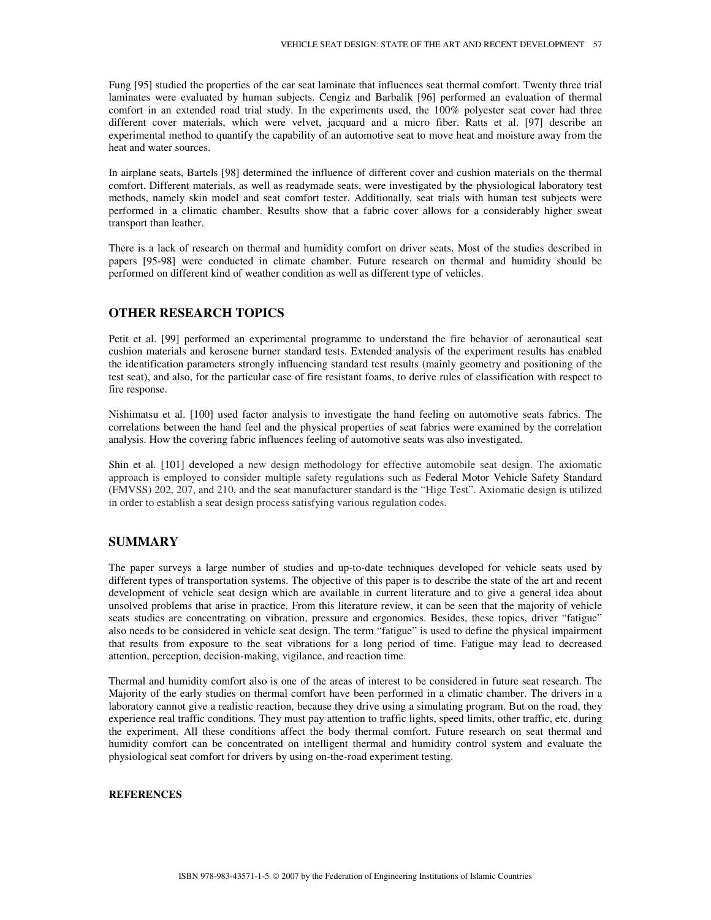Fung [95] studied the properties of the car seat laminate that influences seat thermal comfort. Twenty three trial laminates were evaluated by human subjects. Cengiz and Barbalik [96] performed an evaluation of thermal comfort in an extended road trial study. In the experiments used, the 100% polyester seat cover had three different cover materials, which were velvet, jacquard and a micro fiber. Ratts et al. [97] describe an experimental method to quantify the capability of an automotive seat to move heat and moisture away from the heat and water sources.

In airplane seats, Bartels [98] determined the influence of different cover and cushion materials on the thermal comfort. Different materials, as well as readymade seats, were investigated by the physiological laboratory test methods, namely skin model and seat comfort tester. Additionally, seat trials with human test subjects were performed in a climatic chamber. Results show that a fabric cover allows for a considerably higher sweat transport than leather.

There is a lack of research on thermal and humidity comfort on driver seats. Most of the studies described in papers [95-98] were conducted in climate chamber. Future research on thermal and humidity should be performed on different kind of weather condition as well as different type of vehicles.

## OTHER RESEARCH TOPICS

Petit et al. [99] performed an experimental programme to understand the fire behavior of aeronautical seat cushion materials and kerosene burner standard tests. Extended analysis of the experiment results has enabled the identification parameters strongly influencing standard test results (mainly geometry and positioning of the test seat), and also, for the particular case of fire resistant foams, to derive rules of classification with respect to fire response.

Nishimatsu et al. [100] used factor analysis to investigate the hand feeling on automotive seats fabrics. The correlations between the hand feel and the physical properties of seat fabrics were examined by the correlation analysis. How the covering fabric influences feeling of automotive seats was also investigated.

Shin et al. [101] developed a new design methodology for effective automobile seat design. The axiomatic approach is employed to consider multiple safety regulations such as Federal Motor Vehicle Safety Standard (FMVSS) 202, 207, and 210, and the seat manufacturer standard is the "Hige Test". Axiomatic design is utilized in order to establish a seat design process satisfying various regulation codes.

## SUMMARY

The paper surveys a large number of studies and up-to-date techniques developed for vehicle seats used by different types of transportation systems. The objective of this paper is to describe the state of the art and recent development of vehicle seat design which are available in current literature and to give a general idea about unsolved problems that arise in practice. From this literature review, it can be seen that the majority of vehicle seats studies are concentrating on vibration, pressure and ergonomics. Besides, these topics, driver "fatigue" also needs to be considered in vehicle seat design. The term "fatigue" is used to define the physical impairment that results from exposure to the seat vibrations for a long period of time. Fatigue may lead to decreased attention, perception, decision-making, vigilance, and reaction time.

Thermal and humidity comfort also is one of the areas of interest to be considered in future seat research. The Majority of the early studies on thermal comfort have been performed in a climatic chamber. The drivers in a laboratory cannot give a realistic reaction, because they drive using a simulating program. But on the road, they experience real traffic conditions. They must pay attention to traffic lights, speed limits, other traffic, etc. during the experiment. All these conditions affect the body thermal comfort. Future research on seat thermal and humidity comfort can be concentrated on intelligent thermal and humidity control system and evaluate the physiological seat comfort for drivers by using on-the-road experiment testing.

### REFERENCES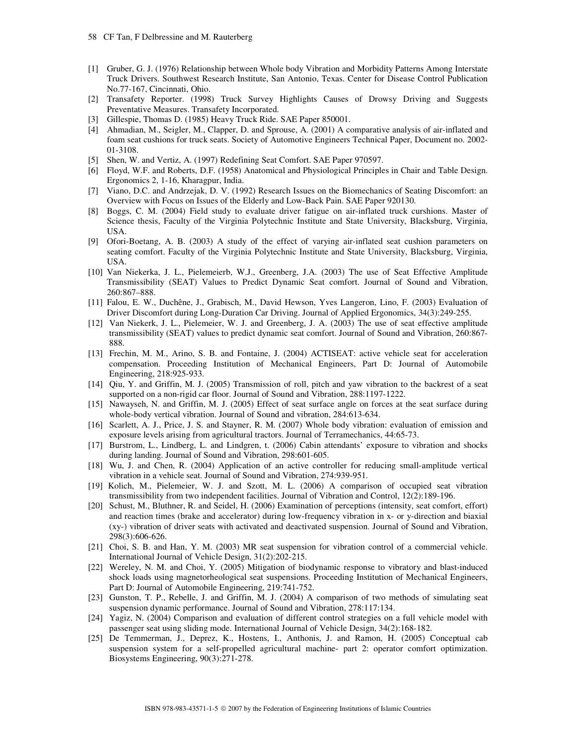[1] Gruber, G. J. (1976) Relationship between Whole body Vibration and Morbidity Patterns Among Interstate Truck Drivers. Southwest Research Institute, San Antonio, Texas. Center for Disease Control Publication No.77-167, Cincinnati, Ohio.

[2] Transafety Reporter. (1998) Truck Survey Highlights Causes of Drowsy Driving and Suggests Preventative Measures. Transafety Incorporated.

[3] Gillespie, Thomas D. (1985) Heavy Truck Ride. SAE Paper 850001.

[4] Ahmadian, M., Seigler, M., Clapper, D. and Sprouse, A. (2001) A comparative analysis of air-inflated and foam seat cushions for truck seats. Society of Automotive Engineers Technical Paper, Document no. 2002-01-3108.

[5] Shen, W. and Vertiz, A. (1997) Redefining Seat Comfort. SAE Paper 970597.

[6] Floyd, W.F. and Roberts, D.F. (1958) Anatomical and Physiological Principles in Chair and Table Design. Ergonomics 2, 1-16, Kharagpur, India.

[7] Viano, D.C. and Andrzejak, D. V. (1992) Research Issues on the Biomechanics of Seating Discomfort: an Overview with Focus on Issues of the Elderly and Low-Back Pain. SAE Paper 920130.

[8] Boggs, C. M. (2004) Field study to evaluate driver fatigue on air-inflated truck curshions. Master of Science thesis, Faculty of the Virginia Polytechnic Institute and State University, Blacksburg, Virginia, USA.

[9] Ofori-Boetang, A. B. (2003) A study of the effect of varying air-inflated seat cushion parameters on seating comfort. Faculty of the Virginia Polytechnic Institute and State University, Blacksburg, Virginia, USA.

[10] Van Niekerka, J. L., Pielemeierb, W.J., Greenberg, J.A. (2003) The use of Seat Effective Amplitude Transmissibility (SEAT) Values to Predict Dynamic Seat comfort. Journal of Sound and Vibration, 260:867–888.

[11] Falou, E. W., Duchêne, J., Grabisch, M., David Hewson, Yves Langeron, Lino, F. (2003) Evaluation of Driver Discomfort during Long-Duration Car Driving. Journal of Applied Ergonomics, 34(3):249-255.

[12] Van Niekerk, J. L., Pielemeier, W. J. and Greenberg, J. A. (2003) The use of seat effective amplitude transmissibility (SEAT) values to predict dynamic seat comfort. Journal of Sound and Vibration, 260:867-888.

[13] Frechin, M. M., Arino, S. B. and Fontaine, J. (2004) ACTISEAT: active vehicle seat for acceleration compensation. Proceeding Institution of Mechanical Engineers, Part D: Journal of Automobile Engineering, 218:925-933.

[14] Qiu, Y. and Griffin, M. J. (2005) Transmission of roll, pitch and yaw vibration to the backrest of a seat supported on a non-rigid car floor. Journal of Sound and Vibration, 288:1197-1222.

[15] Nawayseh, N. and Griffin, M. J. (2005) Effect of seat surface angle on forces at the seat surface during whole-body vertical vibration. Journal of Sound and vibration, 284:613-634.

[16] Scarlett, A. J., Price, J. S. and Stayner, R. M. (2007) Whole body vibration: evaluation of emission and exposure levels arising from agricultural tractors. Journal of Terramechanics, 44:65-73.

[17] Burstrom, L., Lindberg, L. and Lindgren, t. (2006) Cabin attendants' exposure to vibration and shocks during landing. Journal of Sound and Vibration, 298:601-605.

[18] Wu, J. and Chen, R. (2004) Application of an active controller for reducing small-amplitude vertical vibration in a vehicle seat. Journal of Sound and Vibration, 274:939-951.

[19] Kolich, M., Pielemeier, W. J. and Szott, M. L. (2006) A comparison of occupied seat vibration transmissibility from two independent facilities. Journal of Vibration and Control, 12(2):189-196.

[20] Schust, M., Bluthner, R. and Seidel, H. (2006) Examination of perceptions (intensity, seat comfort, effort) and reaction times (brake and accelerator) during low-frequency vibration in x- or y-direction and biaxial (xy-) vibration of driver seats with activated and deactivated suspension. Journal of Sound and Vibration, 298(3):606-626.

[21] Choi, S. B. and Han, Y. M. (2003) MR seat suspension for vibration control of a commercial vehicle. International Journal of Vehicle Design, 31(2):202-215.

[22] Wereley, N. M. and Choi, Y. (2005) Mitigation of biodynamic response to vibratory and blast-induced shock loads using magnetorheological seat suspensions. Proceeding Institution of Mechanical Engineers, Part D: Journal of Automobile Engineering, 219:741-752.

[23] Gunston, T. P., Rebelle, J. and Griffin, M. J. (2004) A comparison of two methods of simulating seat suspension dynamic performance. Journal of Sound and Vibration, 278:117:134.

[24] Yagiz, N. (2004) Comparison and evaluation of different control strategies on a full vehicle model with passenger seat using sliding mode. International Journal of Vehicle Design, 34(2):168-182.

[25] De Temmerman, J., Deprez, K., Hostens, I., Anthonis, J. and Ramon, H. (2005) Conceptual cab suspension system for a self-propelled agricultural machine- part 2: operator comfort optimization. Biosystems Engineering, 90(3):271-278.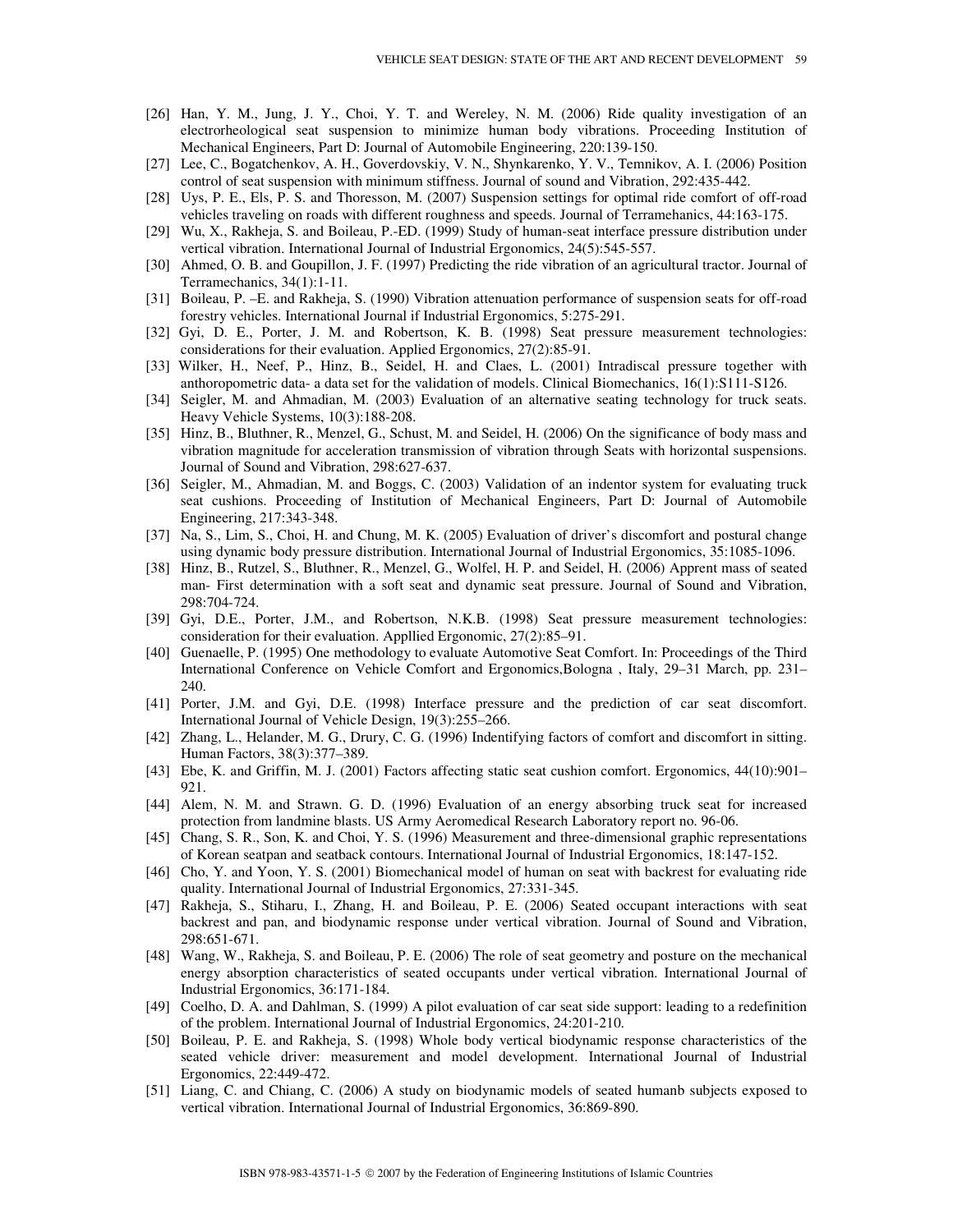[26] Han, Y. M., Jung, J. Y., Choi, Y. T. and Wereley, N. M. (2006) Ride quality investigation of an electrorheological seat suspension to minimize human body vibrations. Proceeding Institution of Mechanical Engineers, Part D: Journal of Automobile Engineering, 220:139-150.

[27] Lee, C., Bogatchenkov, A. H., Goverdovskiy, V. N., Shynkarenko, Y. V., Temnikov, A. I. (2006) Position control of seat suspension with minimum stiffness. Journal of sound and Vibration, 292:435-442.

[28] Uys, P. E., Els, P. S. and Thoresson, M. (2007) Suspension settings for optimal ride comfort of off-road vehicles traveling on roads with different roughness and speeds. Journal of Terramehanics, 44:163-175.

[29] Wu, X., Rakheja, S. and Boileau, P.-ED. (1999) Study of human-seat interface pressure distribution under vertical vibration. International Journal of Industrial Ergonomics, 24(5):545-557.

[30] Ahmed, O. B. and Goupillon, J. F. (1997) Predicting the ride vibration of an agricultural tractor. Journal of Terramechanics, 34(1):1-11.

[31] Boileau, P. –E. and Rakheja, S. (1990) Vibration attenuation performance of suspension seats for off-road forestry vehicles. International Journal if Industrial Ergonomics, 5:275-291.

[32] Gyi, D. E., Porter, J. M. and Robertson, K. B. (1998) Seat pressure measurement technologies: considerations for their evaluation. Applied Ergonomics, 27(2):85-91.

[33] Wilker, H., Neef, P., Hinz, B., Seidel, H. and Claes, L. (2001) Intradiscal pressure together with anthoropometric data- a data set for the validation of models. Clinical Biomechanics, 16(1):S111-S126.

[34] Seigler, M. and Ahmadian, M. (2003) Evaluation of an alternative seating technology for truck seats. Heavy Vehicle Systems, 10(3):188-208.

[35] Hinz, B., Bluthner, R., Menzel, G., Schust, M. and Seidel, H. (2006) On the significance of body mass and vibration magnitude for acceleration transmission of vibration through Seats with horizontal suspensions. Journal of Sound and Vibration, 298:627-637.

[36] Seigler, M., Ahmadian, M. and Boggs, C. (2003) Validation of an indentor system for evaluating truck seat cushions. Proceeding of Institution of Mechanical Engineers, Part D: Journal of Automobile Engineering, 217:343-348.

[37] Na, S., Lim, S., Choi, H. and Chung, M. K. (2005) Evaluation of driver's discomfort and postural change using dynamic body pressure distribution. International Journal of Industrial Ergonomics, 35:1085-1096.

[38] Hinz, B., Rutzel, S., Bluthner, R., Menzel, G., Wolfel, H. P. and Seidel, H. (2006) Apprent mass of seated man- First determination with a soft seat and dynamic seat pressure. Journal of Sound and Vibration, 298:704-724.

[39] Gyi, D.E., Porter, J.M., and Robertson, N.K.B. (1998) Seat pressure measurement technologies: consideration for their evaluation. Appllied Ergonomic, 27(2):85–91.

[40] Guenaelle, P. (1995) One methodology to evaluate Automotive Seat Comfort. In: Proceedings of the Third International Conference on Vehicle Comfort and Ergonomics,Bologna , Italy, 29–31 March, pp. 231–240.

[41] Porter, J.M. and Gyi, D.E. (1998) Interface pressure and the prediction of car seat discomfort. International Journal of Vehicle Design, 19(3):255–266.

[42] Zhang, L., Helander, M. G., Drury, C. G. (1996) Indentifying factors of comfort and discomfort in sitting. Human Factors, 38(3):377–389.

[43] Ebe, K. and Griffin, M. J. (2001) Factors affecting static seat cushion comfort. Ergonomics, 44(10):901–921.

[44] Alem, N. M. and Strawn. G. D. (1996) Evaluation of an energy absorbing truck seat for increased protection from landmine blasts. US Army Aeromedical Research Laboratory report no. 96-06.

[45] Chang, S. R., Son, K. and Choi, Y. S. (1996) Measurement and three-dimensional graphic representations of Korean seatpan and seatback contours. International Journal of Industrial Ergonomics, 18:147-152.

[46] Cho, Y. and Yoon, Y. S. (2001) Biomechanical model of human on seat with backrest for evaluating ride quality. International Journal of Industrial Ergonomics, 27:331-345.

[47] Rakheja, S., Stiharu, I., Zhang, H. and Boileau, P. E. (2006) Seated occupant interactions with seat backrest and pan, and biodynamic response under vertical vibration. Journal of Sound and Vibration, 298:651-671.

[48] Wang, W., Rakheja, S. and Boileau, P. E. (2006) The role of seat geometry and posture on the mechanical energy absorption characteristics of seated occupants under vertical vibration. International Journal of Industrial Ergonomics, 36:171-184.

[49] Coelho, D. A. and Dahlman, S. (1999) A pilot evaluation of car seat side support: leading to a redefinition of the problem. International Journal of Industrial Ergonomics, 24:201-210.

[50] Boileau, P. E. and Rakheja, S. (1998) Whole body vertical biodynamic response characteristics of the seated vehicle driver: measurement and model development. International Journal of Industrial Ergonomics, 22:449-472.

[51] Liang, C. and Chiang, C. (2006) A study on biodynamic models of seated humanb subjects exposed to vertical vibration. International Journal of Industrial Ergonomics, 36:869-890.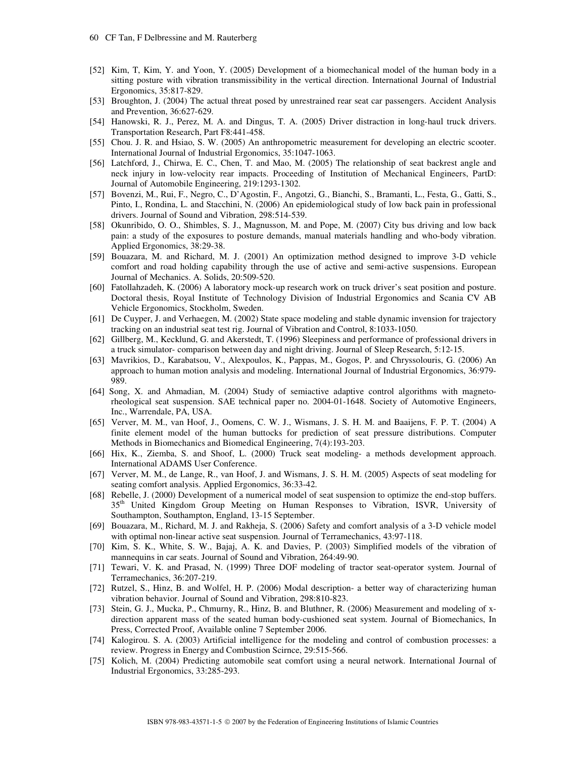[52] Kim, T, Kim, Y. and Yoon, Y. (2005) Development of a biomechanical model of the human body in a sitting posture with vibration transmissibility in the vertical direction. International Journal of Industrial Ergonomics, 35:817-829.

[53] Broughton, J. (2004) The actual threat posed by unrestrained rear seat car passengers. Accident Analysis and Prevention, 36:627-629.

[54] Hanowski, R. J., Perez, M. A. and Dingus, T. A. (2005) Driver distraction in long-haul truck drivers. Transportation Research, Part F8:441-458.

[55] Chou. J. R. and Hsiao, S. W. (2005) An anthropometric measurement for developing an electric scooter. International Journal of Industrial Ergonomics, 35:1047-1063.

[56] Latchford, J., Chirwa, E. C., Chen, T. and Mao, M. (2005) The relationship of seat backrest angle and neck injury in low-velocity rear impacts. Proceeding of Institution of Mechanical Engineers, PartD: Journal of Automobile Engineering, 219:1293-1302.

[57] Bovenzi, M., Rui, F., Negro, C., D'Agostin, F., Angotzi, G., Bianchi, S., Bramanti, L., Festa, G., Gatti, S., Pinto, I., Rondina, L. and Stacchini, N. (2006) An epidemiological study of low back pain in professional drivers. Journal of Sound and Vibration, 298:514-539.

[58] Okunribido, O. O., Shimbles, S. J., Magnusson, M. and Pope, M. (2007) City bus driving and low back pain: a study of the exposures to posture demands, manual materials handling and who-body vibration. Applied Ergonomics, 38:29-38.

[59] Bouazara, M. and Richard, M. J. (2001) An optimization method designed to improve 3-D vehicle comfort and road holding capability through the use of active and semi-active suspensions. European Journal of Mechanics. A. Solids, 20:509-520.

[60] Fatollahzadeh, K. (2006) A laboratory mock-up research work on truck driver's seat position and posture. Doctoral thesis, Royal Institute of Technology Division of Industrial Ergonomics and Scania CV AB Vehicle Ergonomics, Stockholm, Sweden.

[61] De Cuyper, J. and Verhaegen, M. (2002) State space modeling and stable dynamic invension for trajectory tracking on an industrial seat test rig. Journal of Vibration and Control, 8:1033-1050.

[62] Gillberg, M., Kecklund, G. and Akerstedt, T. (1996) Sleepiness and performance of professional drivers in a truck simulator- comparison between day and night driving. Journal of Sleep Research, 5:12-15.

[63] Mavrikios, D., Karabatsou, V., Alexpoulos, K., Pappas, M., Gogos, P. and Chryssolouris, G. (2006) An approach to human motion analysis and modeling. International Journal of Industrial Ergonomics, 36:979-989.

[64] Song, X. and Ahmadian, M. (2004) Study of semiactive adaptive control algorithms with magneto-rheological seat suspension. SAE technical paper no. 2004-01-1648. Society of Automotive Engineers, Inc., Warrendale, PA, USA.

[65] Verver, M. M., van Hoof, J., Oomens, C. W. J., Wismans, J. S. H. M. and Baaijens, F. P. T. (2004) A finite element model of the human buttocks for prediction of seat pressure distributions. Computer Methods in Biomechanics and Biomedical Engineering, 7(4):193-203.

[66] Hix, K., Ziemba, S. and Shoof, L. (2000) Truck seat modeling- a methods development approach. International ADAMS User Conference.

[67] Verver, M. M., de Lange, R., van Hoof, J. and Wismans, J. S. H. M. (2005) Aspects of seat modeling for seating comfort analysis. Applied Ergonomics, 36:33-42.

[68] Rebelle, J. (2000) Development of a numerical model of seat suspension to optimize the end-stop buffers. 35th United Kingdom Group Meeting on Human Responses to Vibration, ISVR, University of Southampton, Southampton, England, 13-15 September.

[69] Bouazara, M., Richard, M. J. and Rakheja, S. (2006) Safety and comfort analysis of a 3-D vehicle model with optimal non-linear active seat suspension. Journal of Terramechanics, 43:97-118.

[70] Kim, S. K., White, S. W., Bajaj, A. K. and Davies, P. (2003) Simplified models of the vibration of mannequins in car seats. Journal of Sound and Vibration, 264:49-90.

[71] Tewari, V. K. and Prasad, N. (1999) Three DOF modeling of tractor seat-operator system. Journal of Terramechanics, 36:207-219.

[72] Rutzel, S., Hinz, B. and Wolfel, H. P. (2006) Modal description- a better way of characterizing human vibration behavior. Journal of Sound and Vibration, 298:810-823.

[73] Stein, G. J., Mucka, P., Chmurny, R., Hinz, B. and Bluthner, R. (2006) Measurement and modeling of x-direction apparent mass of the seated human body-cushioned seat system. Journal of Biomechanics, In Press, Corrected Proof, Available online 7 September 2006.

[74] Kalogirou. S. A. (2003) Artificial intelligence for the modeling and control of combustion processes: a review. Progress in Energy and Combustion Scirnce, 29:515-566.

[75] Kolich, M. (2004) Predicting automobile seat comfort using a neural network. International Journal of Industrial Ergonomics, 33:285-293.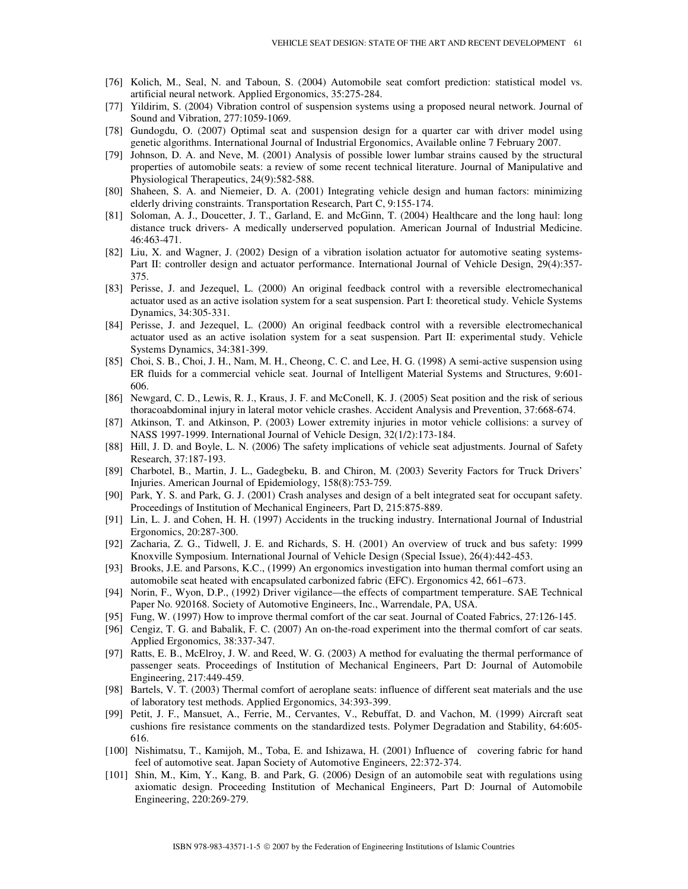[76] Kolich, M., Seal, N. and Taboun, S. (2004) Automobile seat comfort prediction: statistical model vs. artificial neural network. Applied Ergonomics, 35:275-284.

[77] Yildirim, S. (2004) Vibration control of suspension systems using a proposed neural network. Journal of Sound and Vibration, 277:1059-1069.

[78] Gundogdu, O. (2007) Optimal seat and suspension design for a quarter car with driver model using genetic algorithms. International Journal of Industrial Ergonomics, Available online 7 February 2007.

[79] Johnson, D. A. and Neve, M. (2001) Analysis of possible lower lumbar strains caused by the structural properties of automobile seats: a review of some recent technical literature. Journal of Manipulative and Physiological Therapeutics, 24(9):582-588.

[80] Shaheen, S. A. and Niemeier, D. A. (2001) Integrating vehicle design and human factors: minimizing elderly driving constraints. Transportation Research, Part C, 9:155-174.

[81] Soloman, A. J., Doucetter, J. T., Garland, E. and McGinn, T. (2004) Healthcare and the long haul: long distance truck drivers- A medically underserved population. American Journal of Industrial Medicine. 46:463-471.

[82] Liu, X. and Wagner, J. (2002) Design of a vibration isolation actuator for automotive seating systems- Part II: controller design and actuator performance. International Journal of Vehicle Design, 29(4):357-375.

[83] Perisse, J. and Jezequel, L. (2000) An original feedback control with a reversible electromechanical actuator used as an active isolation system for a seat suspension. Part I: theoretical study. Vehicle Systems Dynamics, 34:305-331.

[84] Perisse, J. and Jezequel, L. (2000) An original feedback control with a reversible electromechanical actuator used as an active isolation system for a seat suspension. Part II: experimental study. Vehicle Systems Dynamics, 34:381-399.

[85] Choi, S. B., Choi, J. H., Nam, M. H., Cheong, C. C. and Lee, H. G. (1998) A semi-active suspension using ER fluids for a commercial vehicle seat. Journal of Intelligent Material Systems and Structures, 9:601-606.

[86] Newgard, C. D., Lewis, R. J., Kraus, J. F. and McConell, K. J. (2005) Seat position and the risk of serious thoracoabdominal injury in lateral motor vehicle crashes. Accident Analysis and Prevention, 37:668-674.

[87] Atkinson, T. and Atkinson, P. (2003) Lower extremity injuries in motor vehicle collisions: a survey of NASS 1997-1999. International Journal of Vehicle Design, 32(1/2):173-184.

[88] Hill, J. D. and Boyle, L. N. (2006) The safety implications of vehicle seat adjustments. Journal of Safety Research, 37:187-193.

[89] Charbotel, B., Martin, J. L., Gadegbeku, B. and Chiron, M. (2003) Severity Factors for Truck Drivers' Injuries. American Journal of Epidemiology, 158(8):753-759.

[90] Park, Y. S. and Park, G. J. (2001) Crash analyses and design of a belt integrated seat for occupant safety. Proceedings of Institution of Mechanical Engineers, Part D, 215:875-889.

[91] Lin, L. J. and Cohen, H. H. (1997) Accidents in the trucking industry. International Journal of Industrial Ergonomics, 20:287-300.

[92] Zacharia, Z. G., Tidwell, J. E. and Richards, S. H. (2001) An overview of truck and bus safety: 1999 Knoxville Symposium. International Journal of Vehicle Design (Special Issue), 26(4):442-453.

[93] Brooks, J.E. and Parsons, K.C., (1999) An ergonomics investigation into human thermal comfort using an automobile seat heated with encapsulated carbonized fabric (EFC). Ergonomics 42, 661–673.

[94] Norin, F., Wyon, D.P., (1992) Driver vigilance—the effects of compartment temperature. SAE Technical Paper No. 920168. Society of Automotive Engineers, Inc., Warrendale, PA, USA.

[95] Fung, W. (1997) How to improve thermal comfort of the car seat. Journal of Coated Fabrics, 27:126-145.

[96] Cengiz, T. G. and Babalik, F. C. (2007) An on-the-road experiment into the thermal comfort of car seats. Applied Ergonomics, 38:337-347.

[97] Ratts, E. B., McElroy, J. W. and Reed, W. G. (2003) A method for evaluating the thermal performance of passenger seats. Proceedings of Institution of Mechanical Engineers, Part D: Journal of Automobile Engineering, 217:449-459.

[98] Bartels, V. T. (2003) Thermal comfort of aeroplane seats: influence of different seat materials and the use of laboratory test methods. Applied Ergonomics, 34:393-399.

[99] Petit, J. F., Mansuet, A., Ferrie, M., Cervantes, V., Rebuffat, D. and Vachon, M. (1999) Aircraft seat cushions fire resistance comments on the standardized tests. Polymer Degradation and Stability, 64:605-616.

[100] Nishimatsu, T., Kamijoh, M., Toba, E. and Ishizawa, H. (2001) Influence of covering fabric for hand feel of automotive seat. Japan Society of Automotive Engineers, 22:372-374.

[101] Shin, M., Kim, Y., Kang, B. and Park, G. (2006) Design of an automobile seat with regulations using axiomatic design. Proceeding Institution of Mechanical Engineers, Part D: Journal of Automobile Engineering, 220:269-279.